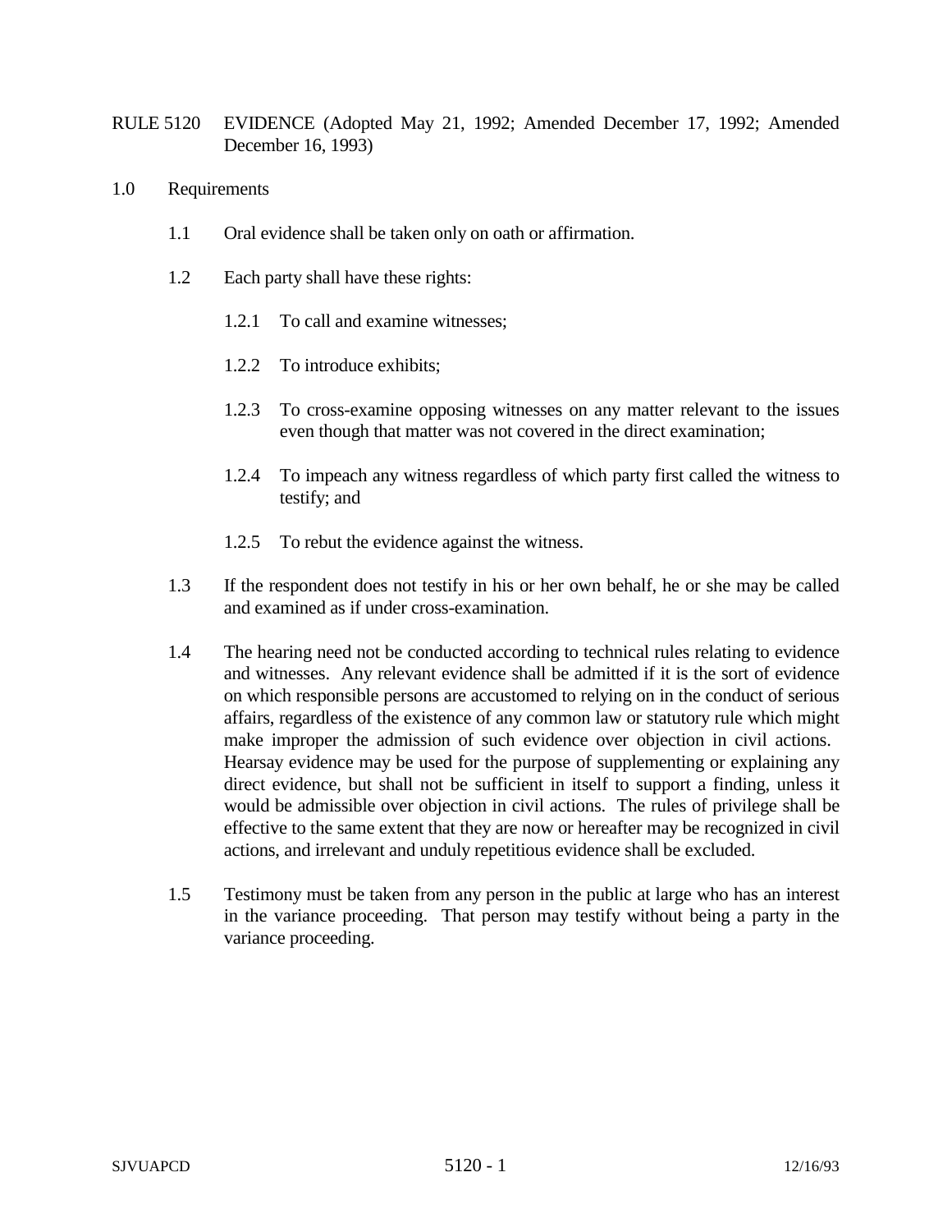# RULE 5120 EVIDENCE (Adopted May 21, 1992; Amended December 17, 1992; Amended December 16, 1993)

## 1.0 Requirements

1.1 Oral evidence shall be taken only on oath or affirmation.

1.2 Each party shall have these rights:

1.2.1 To call and examine witnesses;

1.2.2 To introduce exhibits;

1.2.3 To cross-examine opposing witnesses on any matter relevant to the issues even though that matter was not covered in the direct examination;

1.2.4 To impeach any witness regardless of which party first called the witness to testify; and

1.2.5 To rebut the evidence against the witness.

1.3 If the respondent does not testify in his or her own behalf, he or she may be called and examined as if under cross-examination.

1.4 The hearing need not be conducted according to technical rules relating to evidence and witnesses. Any relevant evidence shall be admitted if it is the sort of evidence on which responsible persons are accustomed to relying on in the conduct of serious affairs, regardless of the existence of any common law or statutory rule which might make improper the admission of such evidence over objection in civil actions. Hearsay evidence may be used for the purpose of supplementing or explaining any direct evidence, but shall not be sufficient in itself to support a finding, unless it would be admissible over objection in civil actions. The rules of privilege shall be effective to the same extent that they are now or hereafter may be recognized in civil actions, and irrelevant and unduly repetitious evidence shall be excluded.

1.5 Testimony must be taken from any person in the public at large who has an interest in the variance proceeding. That person may testify without being a party in the variance proceeding.